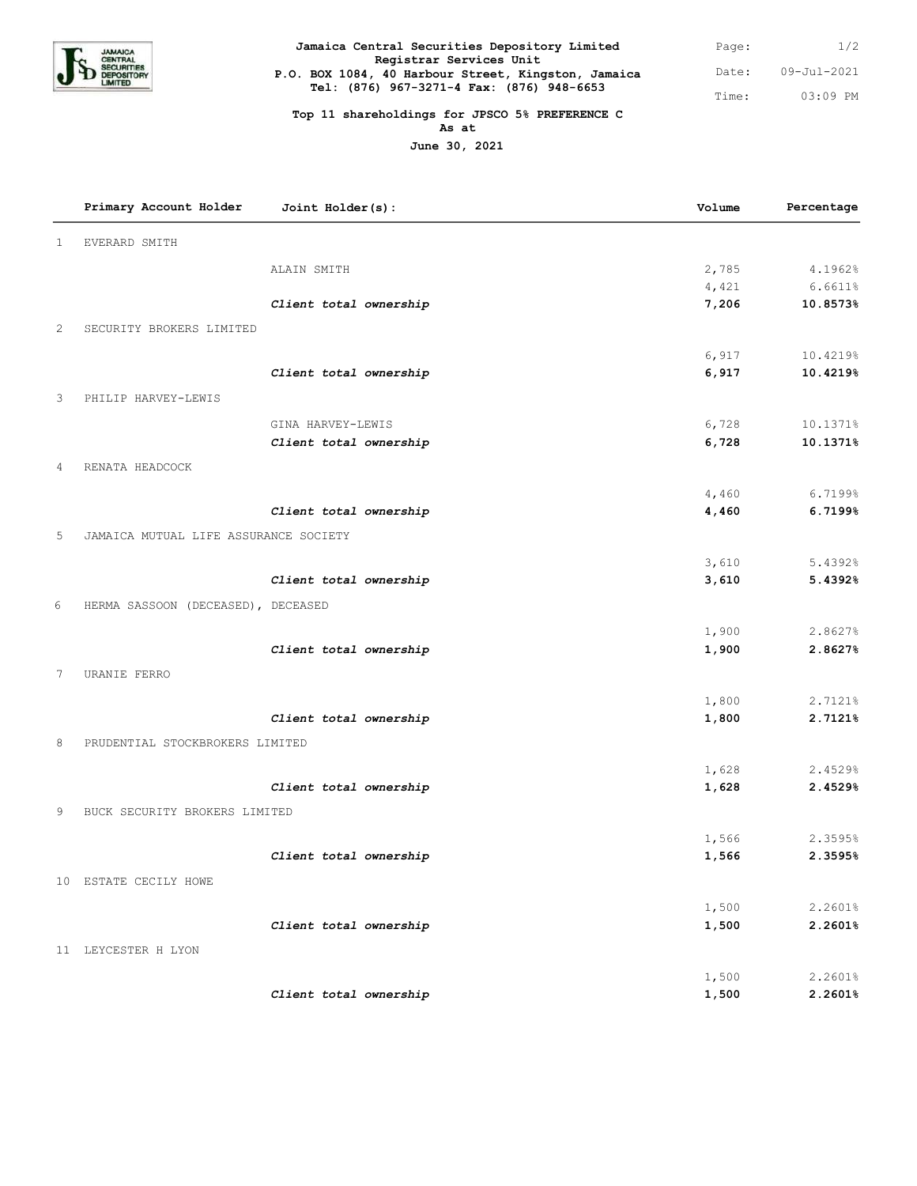**Jamaica Central Securities Depository Limited**
**Registrar Services Unit**
**P.O. BOX 1084, 40 Harbour Street, Kingston, Jamaica**
**Tel: (876) 967-3271-4 Fax: (876) 948-6653**

Date: 09-Jul-2021
Time: 03:09 PM

**Top 11 shareholdings for JPSCO 5% PREFERENCE C**
**As at**
**June 30, 2021**

| | Primary Account Holder | Joint Holder(s): | Volume | Percentage |
|---|---|---|---|---|
| 1 | EVERARD SMITH | | | |
| | | ALAIN SMITH | 2,785 | 4.1962% |
| | | | 4,421 | 6.6611% |
| | | ***Client total ownership*** | **7,206** | **10.8573%** |
| 2 | SECURITY BROKERS LIMITED | | | |
| | | | 6,917 | 10.4219% |
| | | ***Client total ownership*** | **6,917** | **10.4219%** |
| 3 | PHILIP HARVEY-LEWIS | | | |
| | | GINA HARVEY-LEWIS | 6,728 | 10.1371% |
| | | ***Client total ownership*** | **6,728** | **10.1371%** |
| 4 | RENATA HEADCOCK | | | |
| | | | 4,460 | 6.7199% |
| | | ***Client total ownership*** | **4,460** | **6.7199%** |
| 5 | JAMAICA MUTUAL LIFE ASSURANCE SOCIETY | | | |
| | | | 3,610 | 5.4392% |
| | | ***Client total ownership*** | **3,610** | **5.4392%** |
| 6 | HERMA SASSOON (DECEASED), DECEASED | | | |
| | | | 1,900 | 2.8627% |
| | | ***Client total ownership*** | **1,900** | **2.8627%** |
| 7 | URANIE FERRO | | | |
| | | | 1,800 | 2.7121% |
| | | ***Client total ownership*** | **1,800** | **2.7121%** |
| 8 | PRUDENTIAL STOCKBROKERS LIMITED | | | |
| | | | 1,628 | 2.4529% |
| | | ***Client total ownership*** | **1,628** | **2.4529%** |
| 9 | BUCK SECURITY BROKERS LIMITED | | | |
| | | | 1,566 | 2.3595% |
| | | ***Client total ownership*** | **1,566** | **2.3595%** |
| 10 | ESTATE CECILY HOWE | | | |
| | | | 1,500 | 2.2601% |
| | | ***Client total ownership*** | **1,500** | **2.2601%** |
| 11 | LEYCESTER H LYON | | | |
| | | | 1,500 | 2.2601% |
| | | ***Client total ownership*** | **1,500** | **2.2601%** |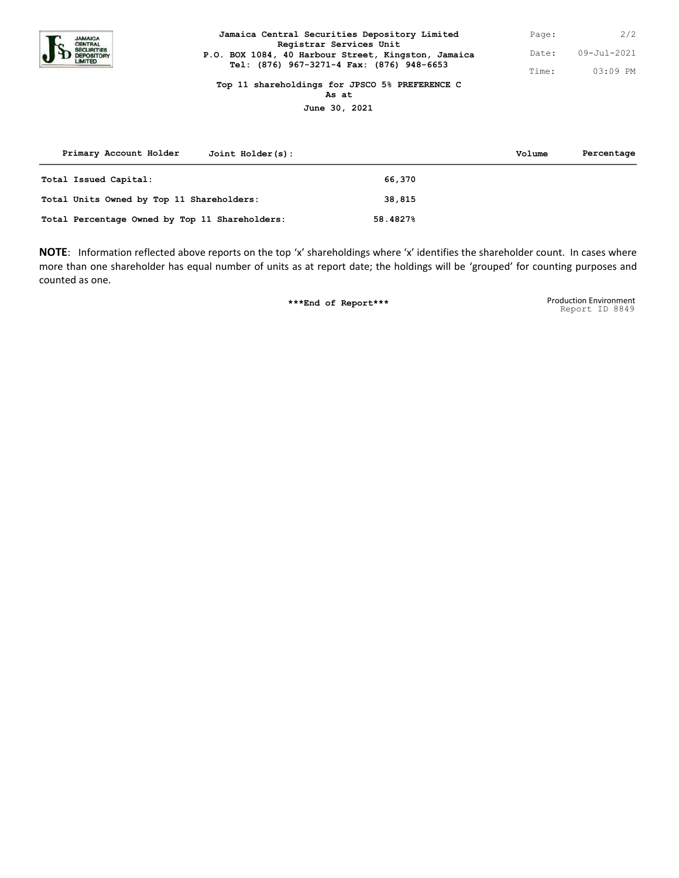**Jamaica Central Securities Depository Limited**
**Registrar Services Unit**
**P.O. BOX 1084, 40 Harbour Street, Kingston, Jamaica**
**Tel: (876) 967-3271-4 Fax: (876) 948-6653**

Date: 09-Jul-2021
Time: 03:09 PM

**Top 11 shareholdings for JPSCO 5% PREFERENCE C**
**As at**
**June 30, 2021**

| Primary Account Holder | Joint Holder(s): | Volume | Percentage |
|---|---|---|---|

| | |
|---|---|
| **Total Issued Capital:** | **66,370** |
| **Total Units Owned by Top 11 Shareholders:** | **38,815** |
| **Total Percentage Owned by Top 11 Shareholders:** | **58.4827%** |

**NOTE**: Information reflected above reports on the top 'x' shareholdings where 'x' identifies the shareholder count. In cases where more than one shareholder has equal number of units as at report date; the holdings will be 'grouped' for counting purposes and counted as one.

**\*\*\*End of Report\*\*\***

Production Environment
Report ID 8849